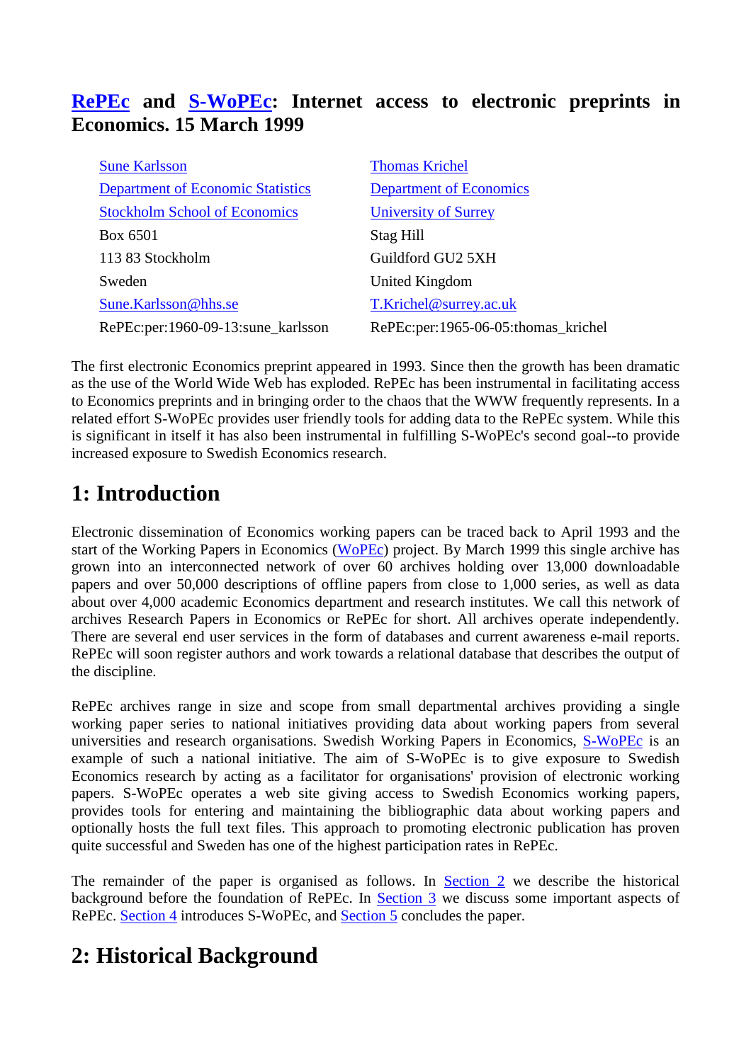# RePEc and S-WoPEc: Internet access to electronic preprints in Economics. 15 March 1999

| | |
|---|---|
| Sune Karlsson | Thomas Krichel |
| Department of Economic Statistics | Department of Economics |
| Stockholm School of Economics | University of Surrey |
| Box 6501 | Stag Hill |
| 113 83 Stockholm | Guildford GU2 5XH |
| Sweden | United Kingdom |
| Sune.Karlsson@hhs.se | T.Krichel@surrey.ac.uk |
| RePEc:per:1960-09-13:sune_karlsson | RePEc:per:1965-06-05:thomas_krichel |

The first electronic Economics preprint appeared in 1993. Since then the growth has been dramatic as the use of the World Wide Web has exploded. RePEc has been instrumental in facilitating access to Economics preprints and in bringing order to the chaos that the WWW frequently represents. In a related effort S-WoPEc provides user friendly tools for adding data to the RePEc system. While this is significant in itself it has also been instrumental in fulfilling S-WoPEc's second goal--to provide increased exposure to Swedish Economics research.

## 1: Introduction

Electronic dissemination of Economics working papers can be traced back to April 1993 and the start of the Working Papers in Economics (WoPEc) project. By March 1999 this single archive has grown into an interconnected network of over 60 archives holding over 13,000 downloadable papers and over 50,000 descriptions of offline papers from close to 1,000 series, as well as data about over 4,000 academic Economics department and research institutes. We call this network of archives Research Papers in Economics or RePEc for short. All archives operate independently. There are several end user services in the form of databases and current awareness e-mail reports. RePEc will soon register authors and work towards a relational database that describes the output of the discipline.

RePEc archives range in size and scope from small departmental archives providing a single working paper series to national initiatives providing data about working papers from several universities and research organisations. Swedish Working Papers in Economics, S-WoPEc is an example of such a national initiative. The aim of S-WoPEc is to give exposure to Swedish Economics research by acting as a facilitator for organisations' provision of electronic working papers. S-WoPEc operates a web site giving access to Swedish Economics working papers, provides tools for entering and maintaining the bibliographic data about working papers and optionally hosts the full text files. This approach to promoting electronic publication has proven quite successful and Sweden has one of the highest participation rates in RePEc.

The remainder of the paper is organised as follows. In Section 2 we describe the historical background before the foundation of RePEc. In Section 3 we discuss some important aspects of RePEc. Section 4 introduces S-WoPEc, and Section 5 concludes the paper.

## 2: Historical Background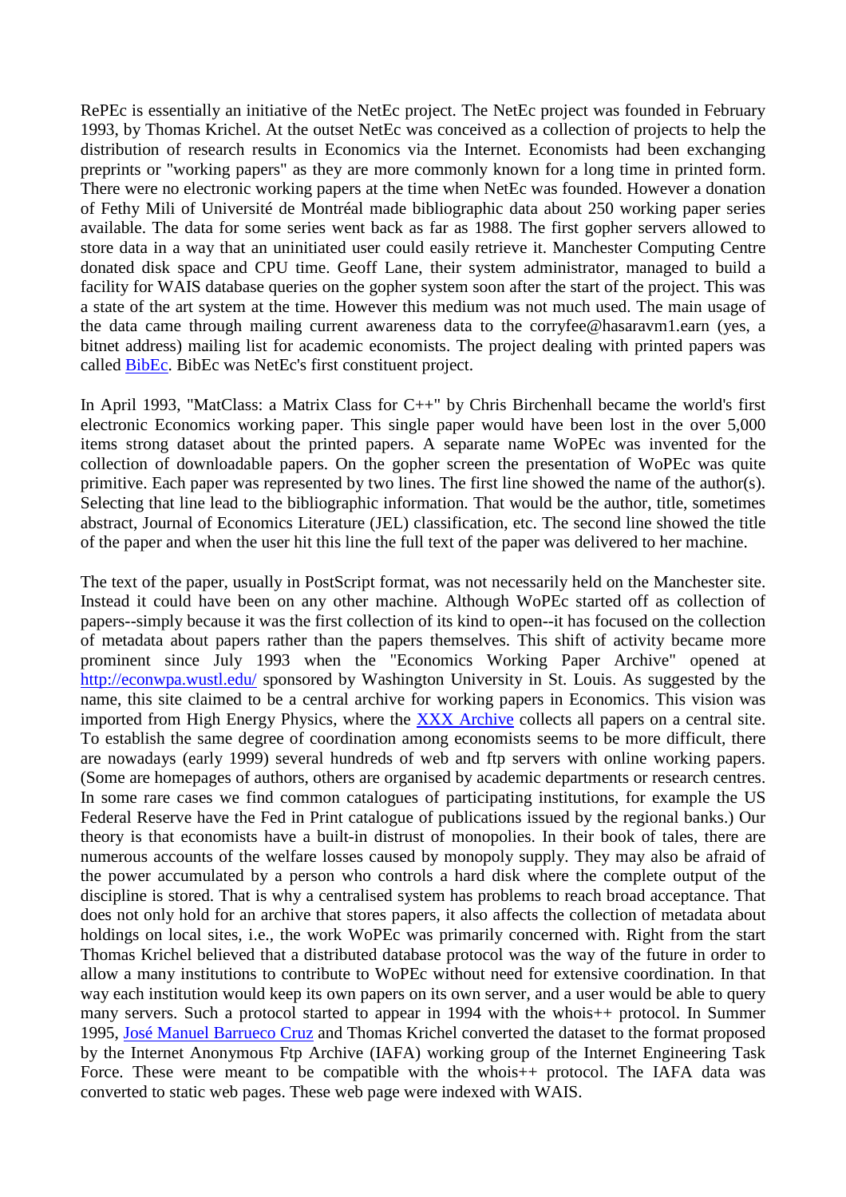RePEc is essentially an initiative of the NetEc project. The NetEc project was founded in February 1993, by Thomas Krichel. At the outset NetEc was conceived as a collection of projects to help the distribution of research results in Economics via the Internet. Economists had been exchanging preprints or "working papers" as they are more commonly known for a long time in printed form. There were no electronic working papers at the time when NetEc was founded. However a donation of Fethy Mili of Université de Montréal made bibliographic data about 250 working paper series available. The data for some series went back as far as 1988. The first gopher servers allowed to store data in a way that an uninitiated user could easily retrieve it. Manchester Computing Centre donated disk space and CPU time. Geoff Lane, their system administrator, managed to build a facility for WAIS database queries on the gopher system soon after the start of the project. This was a state of the art system at the time. However this medium was not much used. The main usage of the data came through mailing current awareness data to the corryfee@hasaravm1.earn (yes, a bitnet address) mailing list for academic economists. The project dealing with printed papers was called BibEc. BibEc was NetEc's first constituent project.

In April 1993, "MatClass: a Matrix Class for C++" by Chris Birchenhall became the world's first electronic Economics working paper. This single paper would have been lost in the over 5,000 items strong dataset about the printed papers. A separate name WoPEc was invented for the collection of downloadable papers. On the gopher screen the presentation of WoPEc was quite primitive. Each paper was represented by two lines. The first line showed the name of the author(s). Selecting that line lead to the bibliographic information. That would be the author, title, sometimes abstract, Journal of Economics Literature (JEL) classification, etc. The second line showed the title of the paper and when the user hit this line the full text of the paper was delivered to her machine.

The text of the paper, usually in PostScript format, was not necessarily held on the Manchester site. Instead it could have been on any other machine. Although WoPEc started off as collection of papers--simply because it was the first collection of its kind to open--it has focused on the collection of metadata about papers rather than the papers themselves. This shift of activity became more prominent since July 1993 when the "Economics Working Paper Archive" opened at http://econwpa.wustl.edu/ sponsored by Washington University in St. Louis. As suggested by the name, this site claimed to be a central archive for working papers in Economics. This vision was imported from High Energy Physics, where the XXX Archive collects all papers on a central site. To establish the same degree of coordination among economists seems to be more difficult, there are nowadays (early 1999) several hundreds of web and ftp servers with online working papers. (Some are homepages of authors, others are organised by academic departments or research centres. In some rare cases we find common catalogues of participating institutions, for example the US Federal Reserve have the Fed in Print catalogue of publications issued by the regional banks.) Our theory is that economists have a built-in distrust of monopolies. In their book of tales, there are numerous accounts of the welfare losses caused by monopoly supply. They may also be afraid of the power accumulated by a person who controls a hard disk where the complete output of the discipline is stored. That is why a centralised system has problems to reach broad acceptance. That does not only hold for an archive that stores papers, it also affects the collection of metadata about holdings on local sites, i.e., the work WoPEc was primarily concerned with. Right from the start Thomas Krichel believed that a distributed database protocol was the way of the future in order to allow a many institutions to contribute to WoPEc without need for extensive coordination. In that way each institution would keep its own papers on its own server, and a user would be able to query many servers. Such a protocol started to appear in 1994 with the whois++ protocol. In Summer 1995, José Manuel Barrueco Cruz and Thomas Krichel converted the dataset to the format proposed by the Internet Anonymous Ftp Archive (IAFA) working group of the Internet Engineering Task Force. These were meant to be compatible with the whois++ protocol. The IAFA data was converted to static web pages. These web page were indexed with WAIS.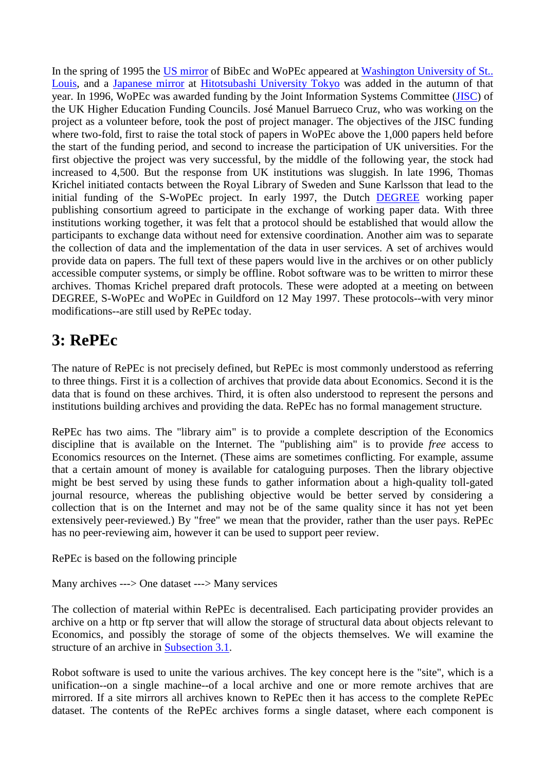In the spring of 1995 the US mirror of BibEc and WoPEc appeared at Washington University of St.. Louis, and a Japanese mirror at Hitotsubashi University Tokyo was added in the autumn of that year. In 1996, WoPEc was awarded funding by the Joint Information Systems Committee (JISC) of the UK Higher Education Funding Councils. José Manuel Barrueco Cruz, who was working on the project as a volunteer before, took the post of project manager. The objectives of the JISC funding where two-fold, first to raise the total stock of papers in WoPEc above the 1,000 papers held before the start of the funding period, and second to increase the participation of UK universities. For the first objective the project was very successful, by the middle of the following year, the stock had increased to 4,500. But the response from UK institutions was sluggish. In late 1996, Thomas Krichel initiated contacts between the Royal Library of Sweden and Sune Karlsson that lead to the initial funding of the S-WoPEc project. In early 1997, the Dutch DEGREE working paper publishing consortium agreed to participate in the exchange of working paper data. With three institutions working together, it was felt that a protocol should be established that would allow the participants to exchange data without need for extensive coordination. Another aim was to separate the collection of data and the implementation of the data in user services. A set of archives would provide data on papers. The full text of these papers would live in the archives or on other publicly accessible computer systems, or simply be offline. Robot software was to be written to mirror these archives. Thomas Krichel prepared draft protocols. These were adopted at a meeting on between DEGREE, S-WoPEc and WoPEc in Guildford on 12 May 1997. These protocols--with very minor modifications--are still used by RePEc today.

## 3: RePEc

The nature of RePEc is not precisely defined, but RePEc is most commonly understood as referring to three things. First it is a collection of archives that provide data about Economics. Second it is the data that is found on these archives. Third, it is often also understood to represent the persons and institutions building archives and providing the data. RePEc has no formal management structure.

RePEc has two aims. The "library aim" is to provide a complete description of the Economics discipline that is available on the Internet. The "publishing aim" is to provide *free* access to Economics resources on the Internet. (These aims are sometimes conflicting. For example, assume that a certain amount of money is available for cataloguing purposes. Then the library objective might be best served by using these funds to gather information about a high-quality toll-gated journal resource, whereas the publishing objective would be better served by considering a collection that is on the Internet and may not be of the same quality since it has not yet been extensively peer-reviewed.) By "free" we mean that the provider, rather than the user pays. RePEc has no peer-reviewing aim, however it can be used to support peer review.

RePEc is based on the following principle

Many archives ---> One dataset ---> Many services

The collection of material within RePEc is decentralised. Each participating provider provides an archive on a http or ftp server that will allow the storage of structural data about objects relevant to Economics, and possibly the storage of some of the objects themselves. We will examine the structure of an archive in Subsection 3.1.

Robot software is used to unite the various archives. The key concept here is the "site", which is a unification--on a single machine--of a local archive and one or more remote archives that are mirrored. If a site mirrors all archives known to RePEc then it has access to the complete RePEc dataset. The contents of the RePEc archives forms a single dataset, where each component is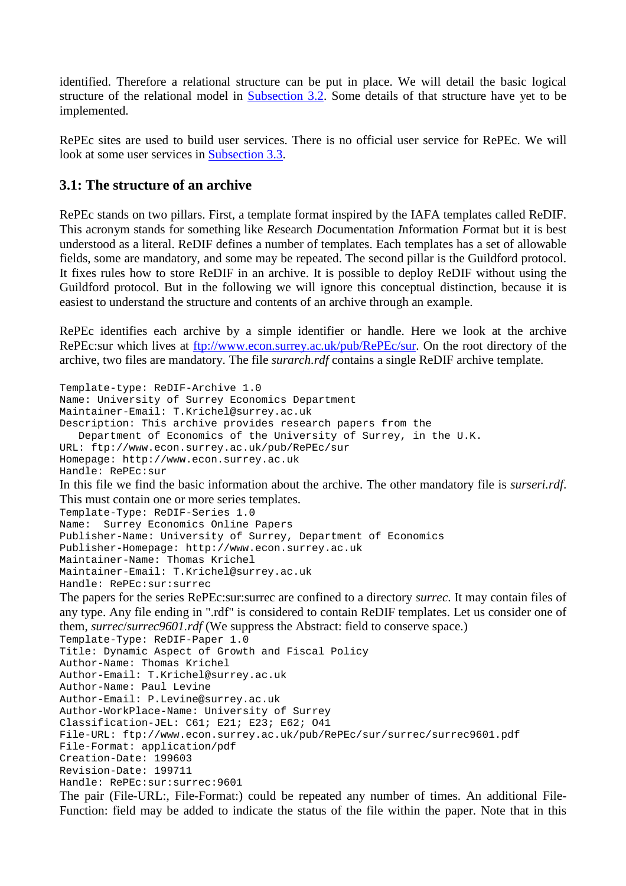identified. Therefore a relational structure can be put in place. We will detail the basic logical structure of the relational model in Subsection 3.2. Some details of that structure have yet to be implemented.

RePEc sites are used to build user services. There is no official user service for RePEc. We will look at some user services in Subsection 3.3.

### 3.1: The structure of an archive

RePEc stands on two pillars. First, a template format inspired by the IAFA templates called ReDIF. This acronym stands for something like *Re*search *D*ocumentation *I*nformation *F*ormat but it is best understood as a literal. ReDIF defines a number of templates. Each templates has a set of allowable fields, some are mandatory, and some may be repeated. The second pillar is the Guildford protocol. It fixes rules how to store ReDIF in an archive. It is possible to deploy ReDIF without using the Guildford protocol. But in the following we will ignore this conceptual distinction, because it is easiest to understand the structure and contents of an archive through an example.

RePEc identifies each archive by a simple identifier or handle. Here we look at the archive RePEc:sur which lives at ftp://www.econ.surrey.ac.uk/pub/RePEc/sur. On the root directory of the archive, two files are mandatory. The file *surarch.rdf* contains a single ReDIF archive template.

```
Template-type: ReDIF-Archive 1.0
Name: University of Surrey Economics Department
Maintainer-Email: T.Krichel@surrey.ac.uk
Description: This archive provides research papers from the
   Department of Economics of the University of Surrey, in the U.K.
URL: ftp://www.econ.surrey.ac.uk/pub/RePEc/sur
Homepage: http://www.econ.surrey.ac.uk
Handle: RePEc:sur
```

In this file we find the basic information about the archive. The other mandatory file is *surseri.rdf*. This must contain one or more series templates.

```
Template-Type: ReDIF-Series 1.0
Name:  Surrey Economics Online Papers
Publisher-Name: University of Surrey, Department of Economics
Publisher-Homepage: http://www.econ.surrey.ac.uk
Maintainer-Name: Thomas Krichel
Maintainer-Email: T.Krichel@surrey.ac.uk
Handle: RePEc:sur:surrec
```

The papers for the series RePEc:sur:surrec are confined to a directory *surrec*. It may contain files of any type. Any file ending in ".rdf" is considered to contain ReDIF templates. Let us consider one of them, *surrec/surrec9601.rdf* (We suppress the Abstract: field to conserve space.)

```
Template-Type: ReDIF-Paper 1.0
Title: Dynamic Aspect of Growth and Fiscal Policy
Author-Name: Thomas Krichel
Author-Email: T.Krichel@surrey.ac.uk
Author-Name: Paul Levine
Author-Email: P.Levine@surrey.ac.uk
Author-WorkPlace-Name: University of Surrey
Classification-JEL: C61; E21; E23; E62; O41
File-URL: ftp://www.econ.surrey.ac.uk/pub/RePEc/sur/surrec/surrec9601.pdf
File-Format: application/pdf
Creation-Date: 199603
Revision-Date: 199711
Handle: RePEc:sur:surrec:9601
```

The pair (File-URL:, File-Format:) could be repeated any number of times. An additional File-Function: field may be added to indicate the status of the file within the paper. Note that in this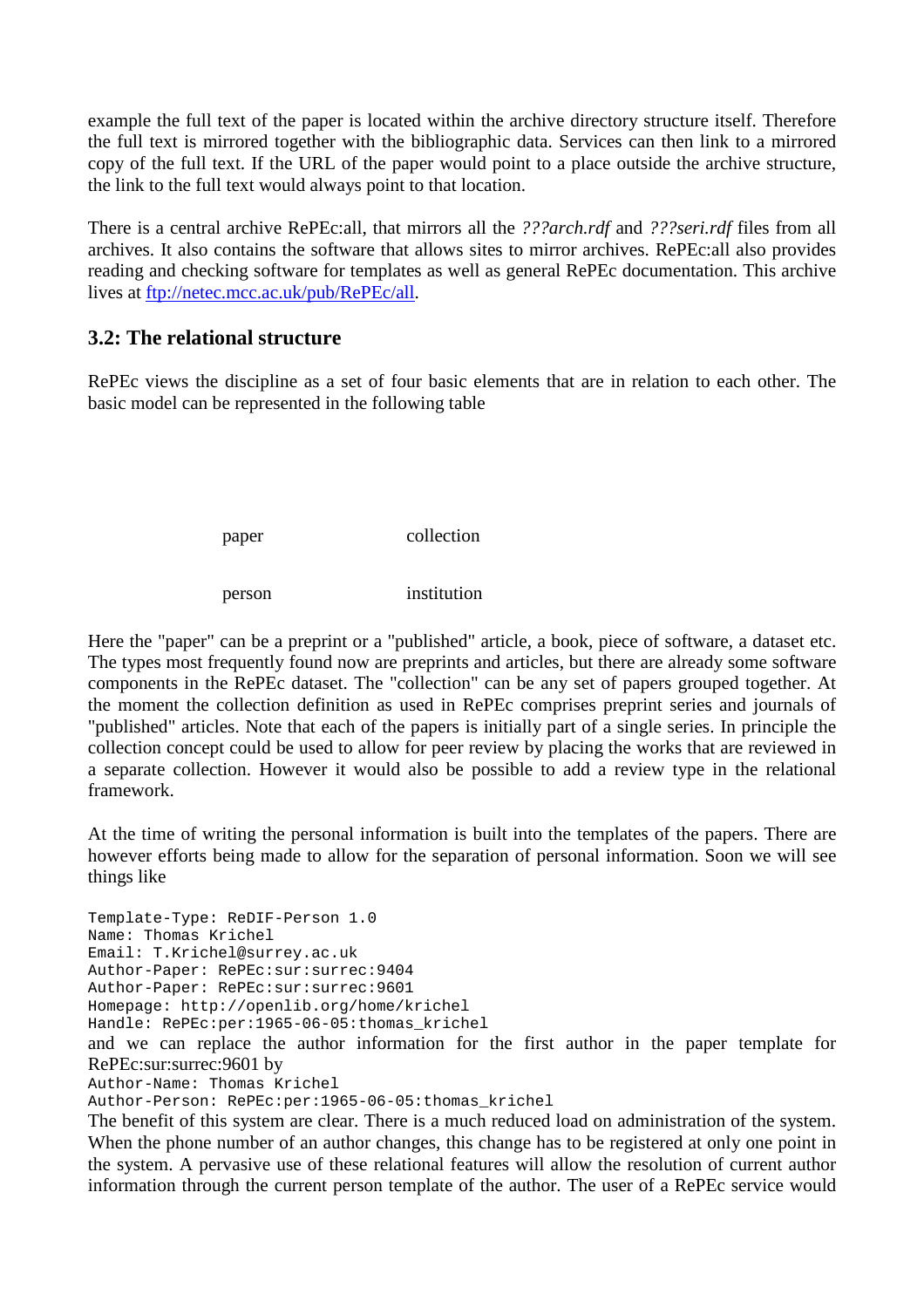example the full text of the paper is located within the archive directory structure itself. Therefore the full text is mirrored together with the bibliographic data. Services can then link to a mirrored copy of the full text. If the URL of the paper would point to a place outside the archive structure, the link to the full text would always point to that location.

There is a central archive RePEc:all, that mirrors all the *???arch.rdf* and *???seri.rdf* files from all archives. It also contains the software that allows sites to mirror archives. RePEc:all also provides reading and checking software for templates as well as general RePEc documentation. This archive lives at ftp://netec.mcc.ac.uk/pub/RePEc/all.

### 3.2: The relational structure

RePEc views the discipline as a set of four basic elements that are in relation to each other. The basic model can be represented in the following table

| | |
|---|---|
| paper | collection |
| person | institution |

Here the "paper" can be a preprint or a "published" article, a book, piece of software, a dataset etc. The types most frequently found now are preprints and articles, but there are already some software components in the RePEc dataset. The "collection" can be any set of papers grouped together. At the moment the collection definition as used in RePEc comprises preprint series and journals of "published" articles. Note that each of the papers is initially part of a single series. In principle the collection concept could be used to allow for peer review by placing the works that are reviewed in a separate collection. However it would also be possible to add a review type in the relational framework.

At the time of writing the personal information is built into the templates of the papers. There are however efforts being made to allow for the separation of personal information. Soon we will see things like

```
Template-Type: ReDIF-Person 1.0
Name: Thomas Krichel
Email: T.Krichel@surrey.ac.uk
Author-Paper: RePEc:sur:surrec:9404
Author-Paper: RePEc:sur:surrec:9601
Homepage: http://openlib.org/home/krichel
Handle: RePEc:per:1965-06-05:thomas_krichel
```

and we can replace the author information for the first author in the paper template for RePEc:sur:surrec:9601 by

```
Author-Name: Thomas Krichel
Author-Person: RePEc:per:1965-06-05:thomas_krichel
```

The benefit of this system are clear. There is a much reduced load on administration of the system. When the phone number of an author changes, this change has to be registered at only one point in the system. A pervasive use of these relational features will allow the resolution of current author information through the current person template of the author. The user of a RePEc service would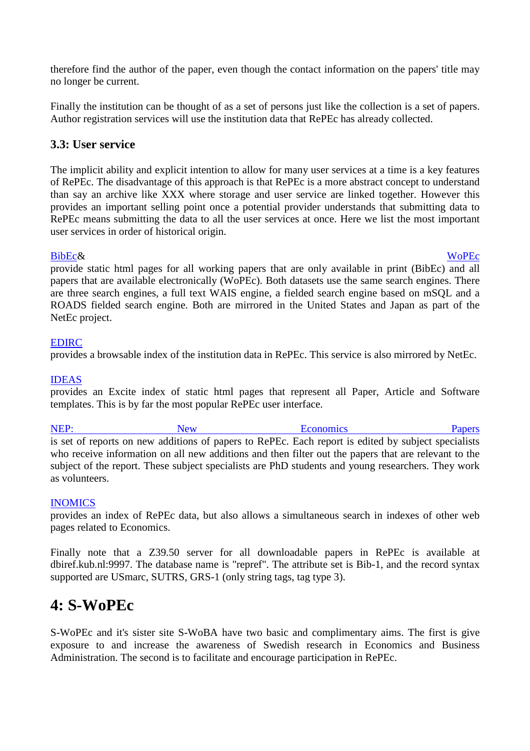therefore find the author of the paper, even though the contact information on the papers' title may no longer be current.

Finally the institution can be thought of as a set of persons just like the collection is a set of papers. Author registration services will use the institution data that RePEc has already collected.

### 3.3: User service

The implicit ability and explicit intention to allow for many user services at a time is a key features of RePEc. The disadvantage of this approach is that RePEc is a more abstract concept to understand than say an archive like XXX where storage and user service are linked together. However this provides an important selling point once a potential provider understands that submitting data to RePEc means submitting the data to all the user services at once. Here we list the most important user services in order of historical origin.

BibEc& WoPEc
provide static html pages for all working papers that are only available in print (BibEc) and all papers that are available electronically (WoPEc). Both datasets use the same search engines. There are three search engines, a full text WAIS engine, a fielded search engine based on mSQL and a ROADS fielded search engine. Both are mirrored in the United States and Japan as part of the NetEc project.

EDIRC
provides a browsable index of the institution data in RePEc. This service is also mirrored by NetEc.

IDEAS
provides an Excite index of static html pages that represent all Paper, Article and Software templates. This is by far the most popular RePEc user interface.

NEP: New Economics Papers
is set of reports on new additions of papers to RePEc. Each report is edited by subject specialists who receive information on all new additions and then filter out the papers that are relevant to the subject of the report. These subject specialists are PhD students and young researchers. They work as volunteers.

INOMICS
provides an index of RePEc data, but also allows a simultaneous search in indexes of other web pages related to Economics.

Finally note that a Z39.50 server for all downloadable papers in RePEc is available at dbiref.kub.nl:9997. The database name is "repref". The attribute set is Bib-1, and the record syntax supported are USmarc, SUTRS, GRS-1 (only string tags, tag type 3).

## 4: S-WoPEc

S-WoPEc and it's sister site S-WoBA have two basic and complimentary aims. The first is give exposure to and increase the awareness of Swedish research in Economics and Business Administration. The second is to facilitate and encourage participation in RePEc.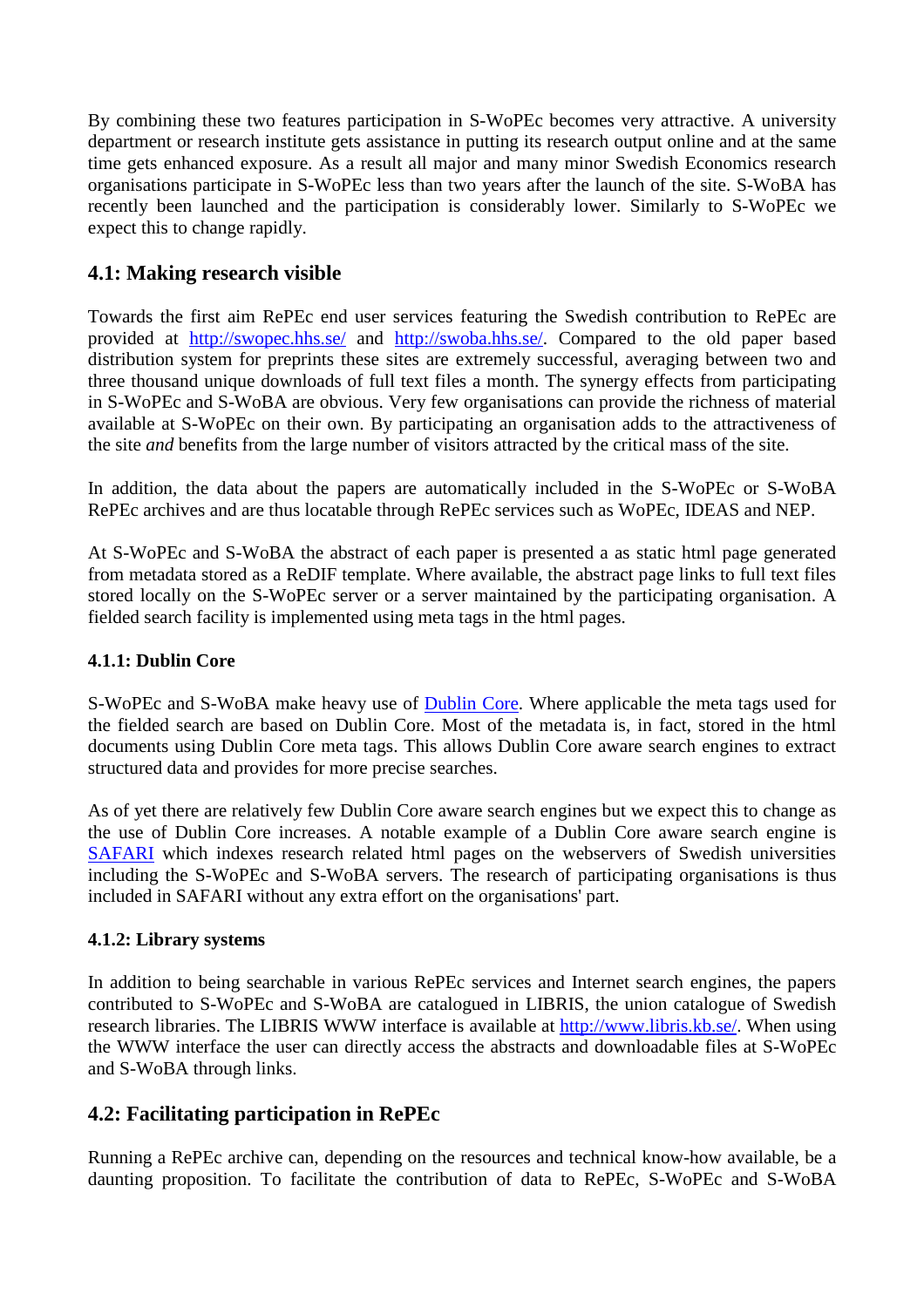By combining these two features participation in S-WoPEc becomes very attractive. A university department or research institute gets assistance in putting its research output online and at the same time gets enhanced exposure. As a result all major and many minor Swedish Economics research organisations participate in S-WoPEc less than two years after the launch of the site. S-WoBA has recently been launched and the participation is considerably lower. Similarly to S-WoPEc we expect this to change rapidly.

## 4.1: Making research visible

Towards the first aim RePEc end user services featuring the Swedish contribution to RePEc are provided at [http://swopec.hhs.se/](http://swopec.hhs.se/) and [http://swoba.hhs.se/](http://swoba.hhs.se/). Compared to the old paper based distribution system for preprints these sites are extremely successful, averaging between two and three thousand unique downloads of full text files a month. The synergy effects from participating in S-WoPEc and S-WoBA are obvious. Very few organisations can provide the richness of material available at S-WoPEc on their own. By participating an organisation adds to the attractiveness of the site *and* benefits from the large number of visitors attracted by the critical mass of the site.

In addition, the data about the papers are automatically included in the S-WoPEc or S-WoBA RePEc archives and are thus locatable through RePEc services such as WoPEc, IDEAS and NEP.

At S-WoPEc and S-WoBA the abstract of each paper is presented a as static html page generated from metadata stored as a ReDIF template. Where available, the abstract page links to full text files stored locally on the S-WoPEc server or a server maintained by the participating organisation. A fielded search facility is implemented using meta tags in the html pages.

### 4.1.1: Dublin Core

S-WoPEc and S-WoBA make heavy use of Dublin Core. Where applicable the meta tags used for the fielded search are based on Dublin Core. Most of the metadata is, in fact, stored in the html documents using Dublin Core meta tags. This allows Dublin Core aware search engines to extract structured data and provides for more precise searches.

As of yet there are relatively few Dublin Core aware search engines but we expect this to change as the use of Dublin Core increases. A notable example of a Dublin Core aware search engine is SAFARI which indexes research related html pages on the webservers of Swedish universities including the S-WoPEc and S-WoBA servers. The research of participating organisations is thus included in SAFARI without any extra effort on the organisations' part.

### 4.1.2: Library systems

In addition to being searchable in various RePEc services and Internet search engines, the papers contributed to S-WoPEc and S-WoBA are catalogued in LIBRIS, the union catalogue of Swedish research libraries. The LIBRIS WWW interface is available at [http://www.libris.kb.se/](http://www.libris.kb.se/). When using the WWW interface the user can directly access the abstracts and downloadable files at S-WoPEc and S-WoBA through links.

## 4.2: Facilitating participation in RePEc

Running a RePEc archive can, depending on the resources and technical know-how available, be a daunting proposition. To facilitate the contribution of data to RePEc, S-WoPEc and S-WoBA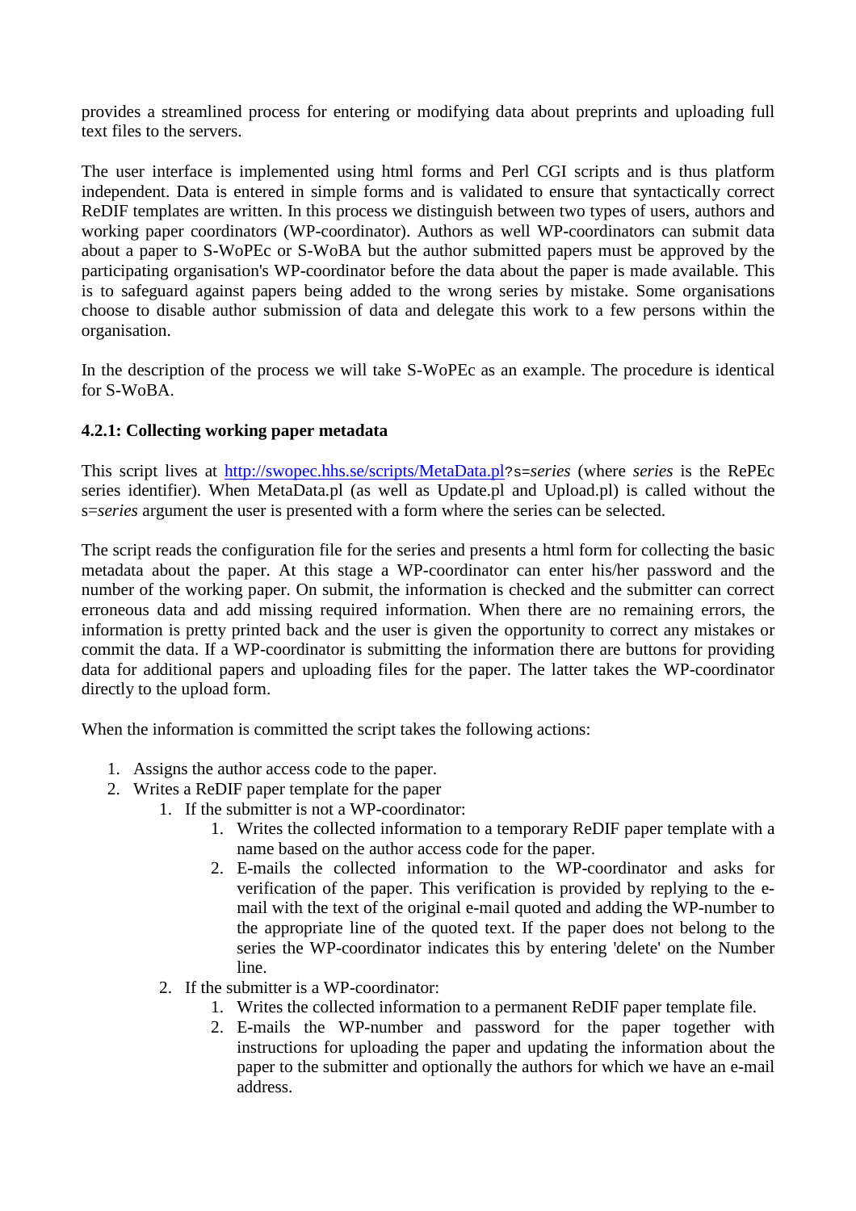provides a streamlined process for entering or modifying data about preprints and uploading full text files to the servers.

The user interface is implemented using html forms and Perl CGI scripts and is thus platform independent. Data is entered in simple forms and is validated to ensure that syntactically correct ReDIF templates are written. In this process we distinguish between two types of users, authors and working paper coordinators (WP-coordinator). Authors as well WP-coordinators can submit data about a paper to S-WoPEc or S-WoBA but the author submitted papers must be approved by the participating organisation's WP-coordinator before the data about the paper is made available. This is to safeguard against papers being added to the wrong series by mistake. Some organisations choose to disable author submission of data and delegate this work to a few persons within the organisation.

In the description of the process we will take S-WoPEc as an example. The procedure is identical for S-WoBA.

#### 4.2.1: Collecting working paper metadata

This script lives at [http://swopec.hhs.se/scripts/MetaData.pl](http://swopec.hhs.se/scripts/MetaData.pl)`?s=`*series* (where *series* is the RePEc series identifier). When MetaData.pl (as well as Update.pl and Upload.pl) is called without the s=*series* argument the user is presented with a form where the series can be selected.

The script reads the configuration file for the series and presents a html form for collecting the basic metadata about the paper. At this stage a WP-coordinator can enter his/her password and the number of the working paper. On submit, the information is checked and the submitter can correct erroneous data and add missing required information. When there are no remaining errors, the information is pretty printed back and the user is given the opportunity to correct any mistakes or commit the data. If a WP-coordinator is submitting the information there are buttons for providing data for additional papers and uploading files for the paper. The latter takes the WP-coordinator directly to the upload form.

When the information is committed the script takes the following actions:

1. Assigns the author access code to the paper.
2. Writes a ReDIF paper template for the paper
    1. If the submitter is not a WP-coordinator:
        1. Writes the collected information to a temporary ReDIF paper template with a name based on the author access code for the paper.
        2. E-mails the collected information to the WP-coordinator and asks for verification of the paper. This verification is provided by replying to the e-mail with the text of the original e-mail quoted and adding the WP-number to the appropriate line of the quoted text. If the paper does not belong to the series the WP-coordinator indicates this by entering 'delete' on the Number line.
    2. If the submitter is a WP-coordinator:
        1. Writes the collected information to a permanent ReDIF paper template file.
        2. E-mails the WP-number and password for the paper together with instructions for uploading the paper and updating the information about the paper to the submitter and optionally the authors for which we have an e-mail address.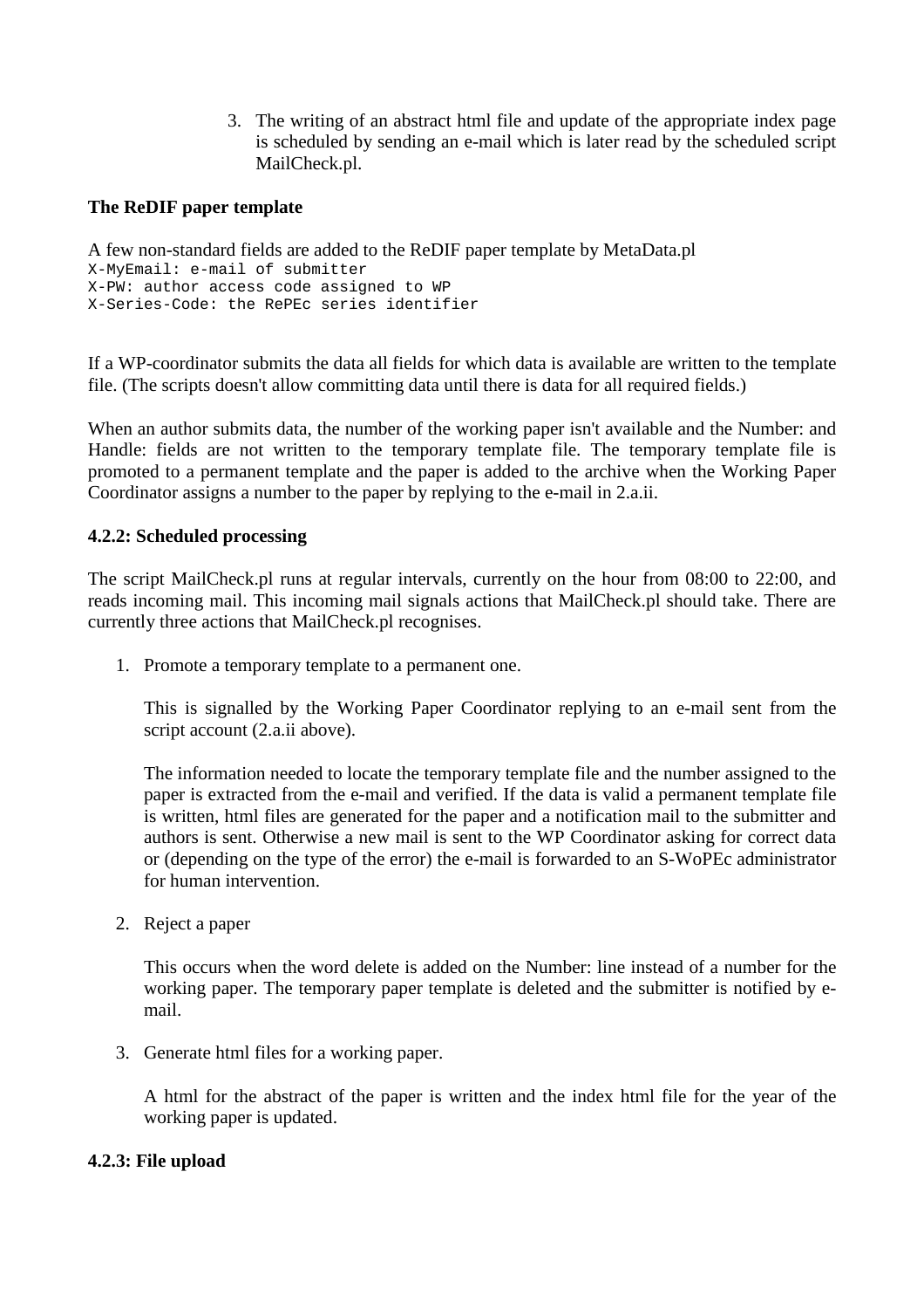3. The writing of an abstract html file and update of the appropriate index page is scheduled by sending an e-mail which is later read by the scheduled script MailCheck.pl.

**The ReDIF paper template**

A few non-standard fields are added to the ReDIF paper template by MetaData.pl

```
X-MyEmail: e-mail of submitter
X-PW: author access code assigned to WP
X-Series-Code: the RePEc series identifier
```

If a WP-coordinator submits the data all fields for which data is available are written to the template file. (The scripts doesn't allow committing data until there is data for all required fields.)

When an author submits data, the number of the working paper isn't available and the Number: and Handle: fields are not written to the temporary template file. The temporary template file is promoted to a permanent template and the paper is added to the archive when the Working Paper Coordinator assigns a number to the paper by replying to the e-mail in 2.a.ii.

**4.2.2: Scheduled processing**

The script MailCheck.pl runs at regular intervals, currently on the hour from 08:00 to 22:00, and reads incoming mail. This incoming mail signals actions that MailCheck.pl should take. There are currently three actions that MailCheck.pl recognises.

1. Promote a temporary template to a permanent one.

   This is signalled by the Working Paper Coordinator replying to an e-mail sent from the script account (2.a.ii above).

   The information needed to locate the temporary template file and the number assigned to the paper is extracted from the e-mail and verified. If the data is valid a permanent template file is written, html files are generated for the paper and a notification mail to the submitter and authors is sent. Otherwise a new mail is sent to the WP Coordinator asking for correct data or (depending on the type of the error) the e-mail is forwarded to an S-WoPEc administrator for human intervention.

2. Reject a paper

   This occurs when the word delete is added on the Number: line instead of a number for the working paper. The temporary paper template is deleted and the submitter is notified by e-mail.

3. Generate html files for a working paper.

   A html for the abstract of the paper is written and the index html file for the year of the working paper is updated.

**4.2.3: File upload**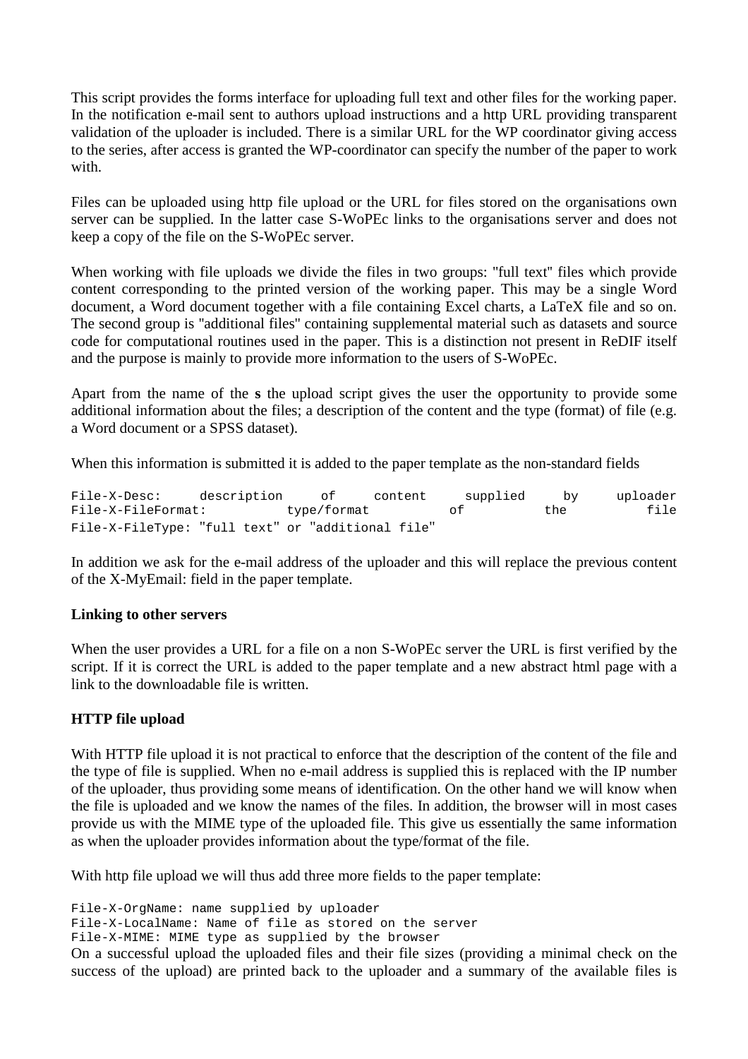This script provides the forms interface for uploading full text and other files for the working paper. In the notification e-mail sent to authors upload instructions and a http URL providing transparent validation of the uploader is included. There is a similar URL for the WP coordinator giving access to the series, after access is granted the WP-coordinator can specify the number of the paper to work with.

Files can be uploaded using http file upload or the URL for files stored on the organisations own server can be supplied. In the latter case S-WoPEc links to the organisations server and does not keep a copy of the file on the S-WoPEc server.

When working with file uploads we divide the files in two groups: "full text" files which provide content corresponding to the printed version of the working paper. This may be a single Word document, a Word document together with a file containing Excel charts, a LaTeX file and so on. The second group is "additional files" containing supplemental material such as datasets and source code for computational routines used in the paper. This is a distinction not present in ReDIF itself and the purpose is mainly to provide more information to the users of S-WoPEc.

Apart from the name of the **s** the upload script gives the user the opportunity to provide some additional information about the files; a description of the content and the type (format) of file (e.g. a Word document or a SPSS dataset).

When this information is submitted it is added to the paper template as the non-standard fields

```
File-X-Desc: description of content supplied by uploader
File-X-FileFormat: type/format of the file
File-X-FileType: "full text" or "additional file"
```

In addition we ask for the e-mail address of the uploader and this will replace the previous content of the X-MyEmail: field in the paper template.

**Linking to other servers**

When the user provides a URL for a file on a non S-WoPEc server the URL is first verified by the script. If it is correct the URL is added to the paper template and a new abstract html page with a link to the downloadable file is written.

**HTTP file upload**

With HTTP file upload it is not practical to enforce that the description of the content of the file and the type of file is supplied. When no e-mail address is supplied this is replaced with the IP number of the uploader, thus providing some means of identification. On the other hand we will know when the file is uploaded and we know the names of the files. In addition, the browser will in most cases provide us with the MIME type of the uploaded file. This give us essentially the same information as when the uploader provides information about the type/format of the file.

With http file upload we will thus add three more fields to the paper template:

```
File-X-OrgName: name supplied by uploader
File-X-LocalName: Name of file as stored on the server
File-X-MIME: MIME type as supplied by the browser
```

On a successful upload the uploaded files and their file sizes (providing a minimal check on the success of the upload) are printed back to the uploader and a summary of the available files is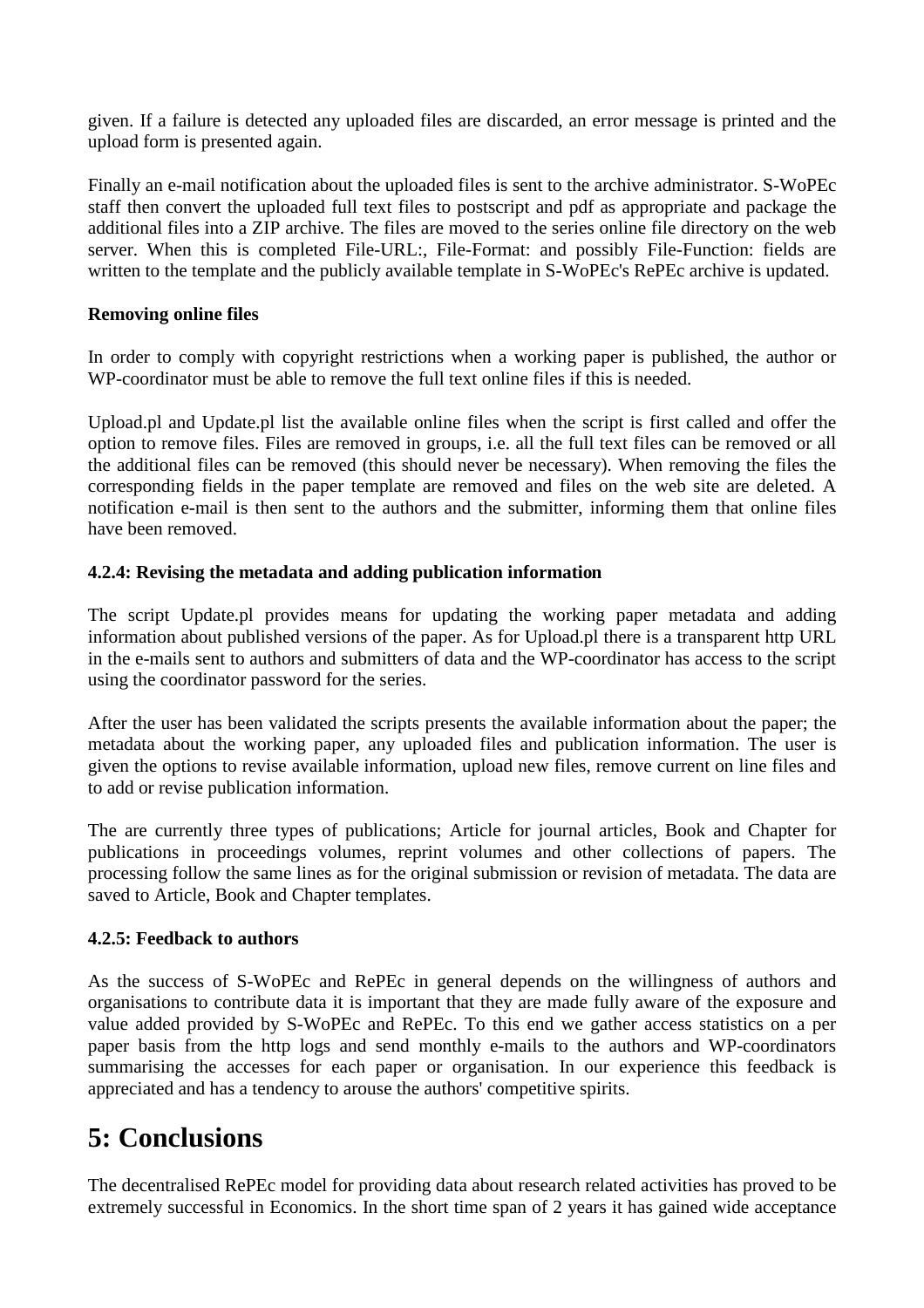given. If a failure is detected any uploaded files are discarded, an error message is printed and the upload form is presented again.

Finally an e-mail notification about the uploaded files is sent to the archive administrator. S-WoPEc staff then convert the uploaded full text files to postscript and pdf as appropriate and package the additional files into a ZIP archive. The files are moved to the series online file directory on the web server. When this is completed File-URL:, File-Format: and possibly File-Function: fields are written to the template and the publicly available template in S-WoPEc's RePEc archive is updated.

**Removing online files**

In order to comply with copyright restrictions when a working paper is published, the author or WP-coordinator must be able to remove the full text online files if this is needed.

Upload.pl and Update.pl list the available online files when the script is first called and offer the option to remove files. Files are removed in groups, i.e. all the full text files can be removed or all the additional files can be removed (this should never be necessary). When removing the files the corresponding fields in the paper template are removed and files on the web site are deleted. A notification e-mail is then sent to the authors and the submitter, informing them that online files have been removed.

### 4.2.4: Revising the metadata and adding publication information

The script Update.pl provides means for updating the working paper metadata and adding information about published versions of the paper. As for Upload.pl there is a transparent http URL in the e-mails sent to authors and submitters of data and the WP-coordinator has access to the script using the coordinator password for the series.

After the user has been validated the scripts presents the available information about the paper; the metadata about the working paper, any uploaded files and publication information. The user is given the options to revise available information, upload new files, remove current on line files and to add or revise publication information.

The are currently three types of publications; Article for journal articles, Book and Chapter for publications in proceedings volumes, reprint volumes and other collections of papers. The processing follow the same lines as for the original submission or revision of metadata. The data are saved to Article, Book and Chapter templates.

### 4.2.5: Feedback to authors

As the success of S-WoPEc and RePEc in general depends on the willingness of authors and organisations to contribute data it is important that they are made fully aware of the exposure and value added provided by S-WoPEc and RePEc. To this end we gather access statistics on a per paper basis from the http logs and send monthly e-mails to the authors and WP-coordinators summarising the accesses for each paper or organisation. In our experience this feedback is appreciated and has a tendency to arouse the authors' competitive spirits.

# 5: Conclusions

The decentralised RePEc model for providing data about research related activities has proved to be extremely successful in Economics. In the short time span of 2 years it has gained wide acceptance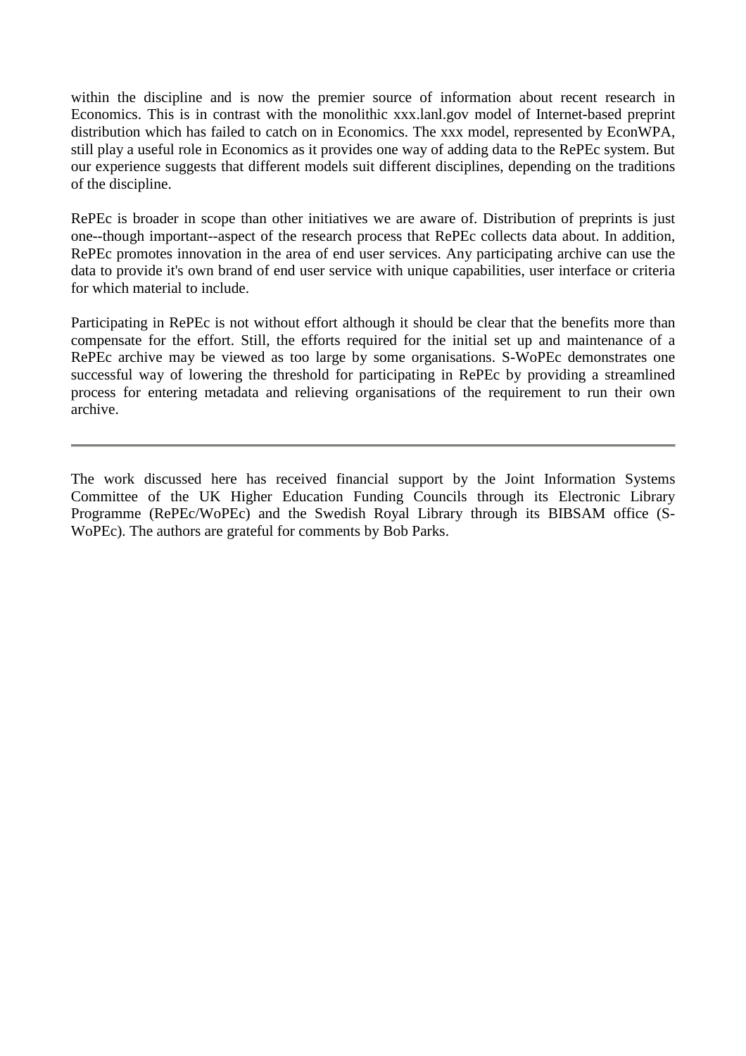within the discipline and is now the premier source of information about recent research in Economics. This is in contrast with the monolithic xxx.lanl.gov model of Internet-based preprint distribution which has failed to catch on in Economics. The xxx model, represented by EconWPA, still play a useful role in Economics as it provides one way of adding data to the RePEc system. But our experience suggests that different models suit different disciplines, depending on the traditions of the discipline.

RePEc is broader in scope than other initiatives we are aware of. Distribution of preprints is just one--though important--aspect of the research process that RePEc collects data about. In addition, RePEc promotes innovation in the area of end user services. Any participating archive can use the data to provide it's own brand of end user service with unique capabilities, user interface or criteria for which material to include.

Participating in RePEc is not without effort although it should be clear that the benefits more than compensate for the effort. Still, the efforts required for the initial set up and maintenance of a RePEc archive may be viewed as too large by some organisations. S-WoPEc demonstrates one successful way of lowering the threshold for participating in RePEc by providing a streamlined process for entering metadata and relieving organisations of the requirement to run their own archive.

---

The work discussed here has received financial support by the Joint Information Systems Committee of the UK Higher Education Funding Councils through its Electronic Library Programme (RePEc/WoPEc) and the Swedish Royal Library through its BIBSAM office (S-WoPEc). The authors are grateful for comments by Bob Parks.